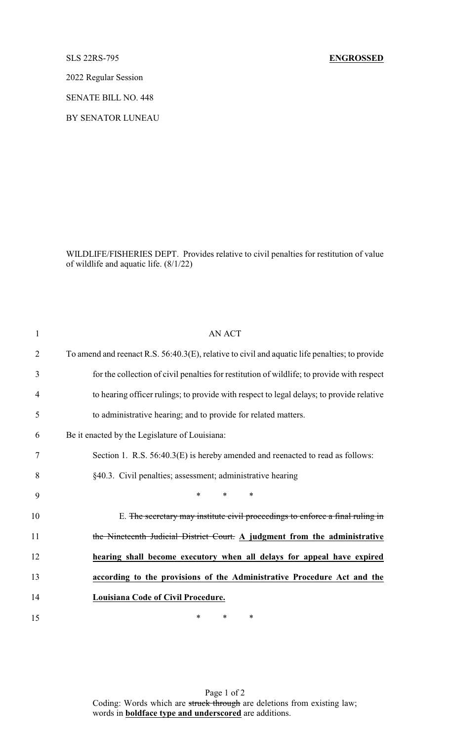SLS 22RS-795 **ENGROSSED**

2022 Regular Session

SENATE BILL NO. 448

BY SENATOR LUNEAU

WILDLIFE/FISHERIES DEPT. Provides relative to civil penalties for restitution of value of wildlife and aquatic life. (8/1/22)

AN ACT

To amend and reenact R.S. 56:40.3(E), relative to civil and aquatic life penalties; to provide for the collection of civil penalties for restitution of wildlife; to provide with respect to hearing officer rulings; to provide with respect to legal delays; to provide relative to administrative hearing; and to provide for related matters.

Be it enacted by the Legislature of Louisiana:

Section 1. R.S. 56:40.3(E) is hereby amended and reenacted to read as follows:

§40.3. Civil penalties; assessment; administrative hearing

\* \* \*

E. ~~The secretary may institute civil proceedings to enforce a final ruling in the Nineteenth Judicial District Court.~~ **<u>A judgment from the administrative hearing shall become executory when all delays for appeal have expired according to the provisions of the Administrative Procedure Act and the Louisiana Code of Civil Procedure.</u>**

\* \* \*

Coding: Words which are ~~struck through~~ are deletions from existing law; words in **<u>boldface type and underscored</u>** are additions.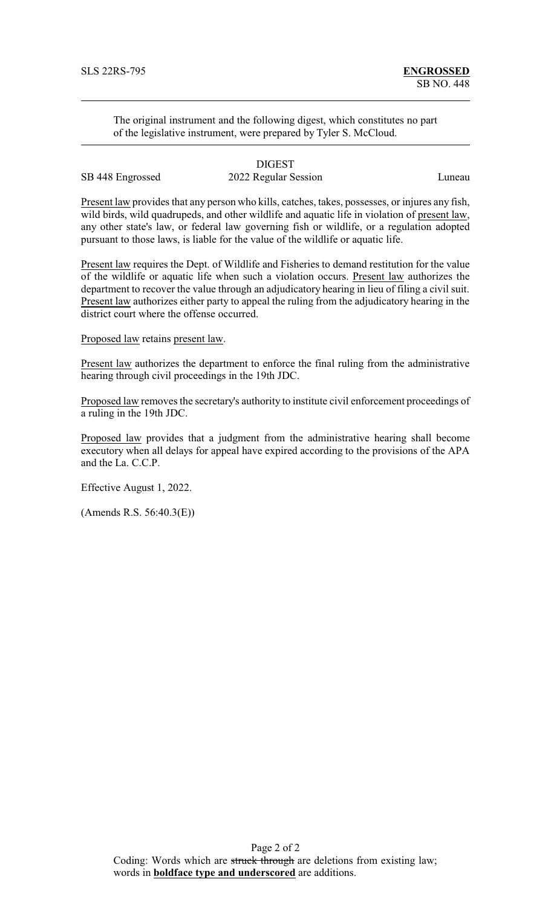The original instrument and the following digest, which constitutes no part of the legislative instrument, were prepared by Tyler S. McCloud.

DIGEST

SB 448 Engrossed 2022 Regular Session Luneau

Present law provides that any person who kills, catches, takes, possesses, or injures any fish, wild birds, wild quadrupeds, and other wildlife and aquatic life in violation of present law, any other state's law, or federal law governing fish or wildlife, or a regulation adopted pursuant to those laws, is liable for the value of the wildlife or aquatic life.

Present law requires the Dept. of Wildlife and Fisheries to demand restitution for the value of the wildlife or aquatic life when such a violation occurs. Present law authorizes the department to recover the value through an adjudicatory hearing in lieu of filing a civil suit. Present law authorizes either party to appeal the ruling from the adjudicatory hearing in the district court where the offense occurred.

Proposed law retains present law.

Present law authorizes the department to enforce the final ruling from the administrative hearing through civil proceedings in the 19th JDC.

Proposed law removes the secretary's authority to institute civil enforcement proceedings of a ruling in the 19th JDC.

Proposed law provides that a judgment from the administrative hearing shall become executory when all delays for appeal have expired according to the provisions of the APA and the La. C.C.P.

Effective August 1, 2022.

(Amends R.S. 56:40.3(E))